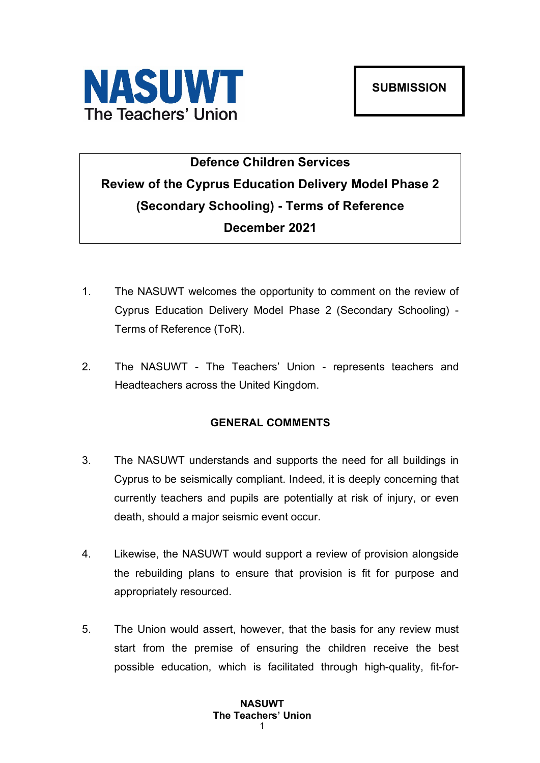**NASUWT**
The Teachers' Union

**SUBMISSION**

# Defence Children Services
# Review of the Cyprus Education Delivery Model Phase 2 (Secondary Schooling) - Terms of Reference
# December 2021

1. The NASUWT welcomes the opportunity to comment on the review of Cyprus Education Delivery Model Phase 2 (Secondary Schooling) - Terms of Reference (ToR).

2. The NASUWT - The Teachers' Union - represents teachers and Headteachers across the United Kingdom.

## GENERAL COMMENTS

3. The NASUWT understands and supports the need for all buildings in Cyprus to be seismically compliant. Indeed, it is deeply concerning that currently teachers and pupils are potentially at risk of injury, or even death, should a major seismic event occur.

4. Likewise, the NASUWT would support a review of provision alongside the rebuilding plans to ensure that provision is fit for purpose and appropriately resourced.

5. The Union would assert, however, that the basis for any review must start from the premise of ensuring the children receive the best possible education, which is facilitated through high-quality, fit-for-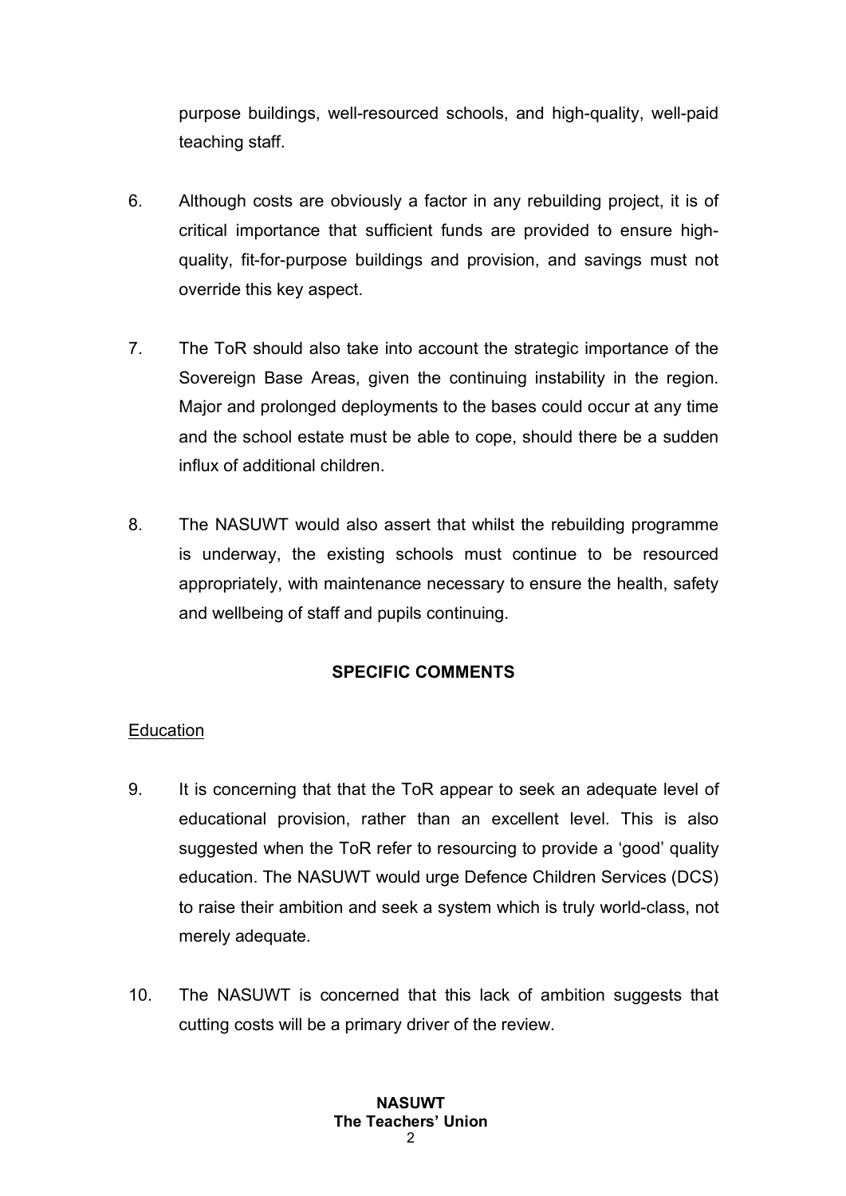purpose buildings, well-resourced schools, and high-quality, well-paid teaching staff.

6. Although costs are obviously a factor in any rebuilding project, it is of critical importance that sufficient funds are provided to ensure high-quality, fit-for-purpose buildings and provision, and savings must not override this key aspect.

7. The ToR should also take into account the strategic importance of the Sovereign Base Areas, given the continuing instability in the region. Major and prolonged deployments to the bases could occur at any time and the school estate must be able to cope, should there be a sudden influx of additional children.

8. The NASUWT would also assert that whilst the rebuilding programme is underway, the existing schools must continue to be resourced appropriately, with maintenance necessary to ensure the health, safety and wellbeing of staff and pupils continuing.

## SPECIFIC COMMENTS

### Education

9. It is concerning that that the ToR appear to seek an adequate level of educational provision, rather than an excellent level. This is also suggested when the ToR refer to resourcing to provide a 'good' quality education. The NASUWT would urge Defence Children Services (DCS) to raise their ambition and seek a system which is truly world-class, not merely adequate.

10. The NASUWT is concerned that this lack of ambition suggests that cutting costs will be a primary driver of the review.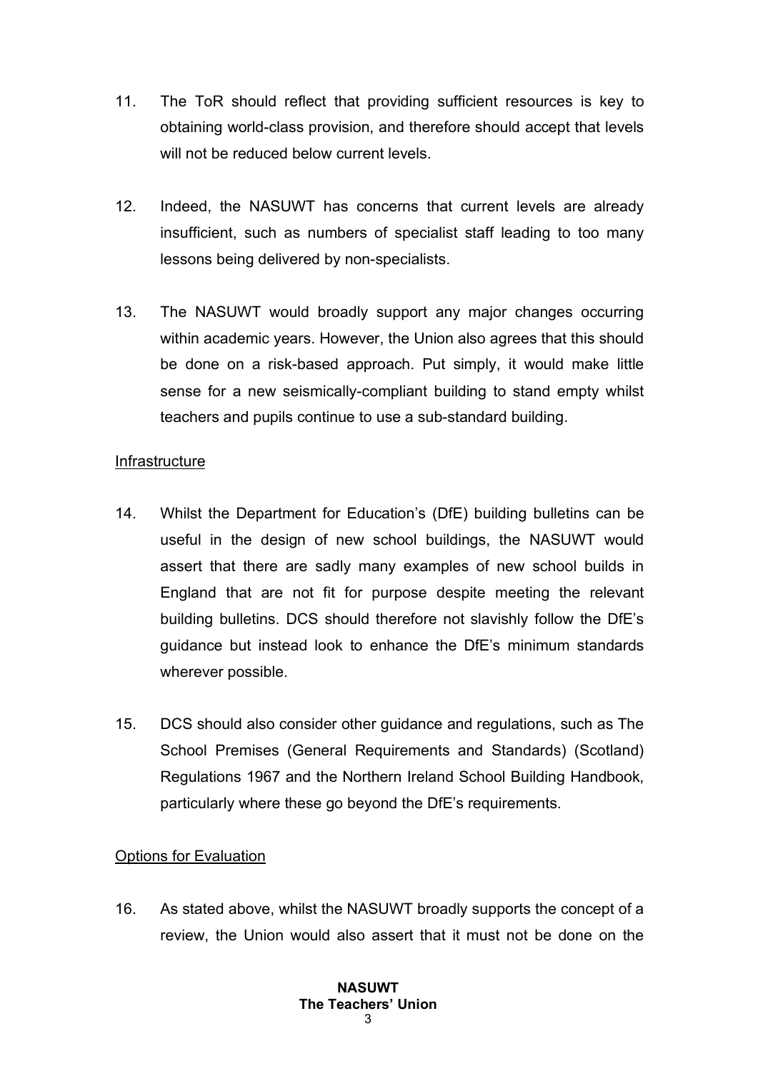11. The ToR should reflect that providing sufficient resources is key to obtaining world-class provision, and therefore should accept that levels will not be reduced below current levels.

12. Indeed, the NASUWT has concerns that current levels are already insufficient, such as numbers of specialist staff leading to too many lessons being delivered by non-specialists.

13. The NASUWT would broadly support any major changes occurring within academic years. However, the Union also agrees that this should be done on a risk-based approach. Put simply, it would make little sense for a new seismically-compliant building to stand empty whilst teachers and pupils continue to use a sub-standard building.

<u>Infrastructure</u>

14. Whilst the Department for Education's (DfE) building bulletins can be useful in the design of new school buildings, the NASUWT would assert that there are sadly many examples of new school builds in England that are not fit for purpose despite meeting the relevant building bulletins. DCS should therefore not slavishly follow the DfE's guidance but instead look to enhance the DfE's minimum standards wherever possible.

15. DCS should also consider other guidance and regulations, such as The School Premises (General Requirements and Standards) (Scotland) Regulations 1967 and the Northern Ireland School Building Handbook, particularly where these go beyond the DfE's requirements.

<u>Options for Evaluation</u>

16. As stated above, whilst the NASUWT broadly supports the concept of a review, the Union would also assert that it must not be done on the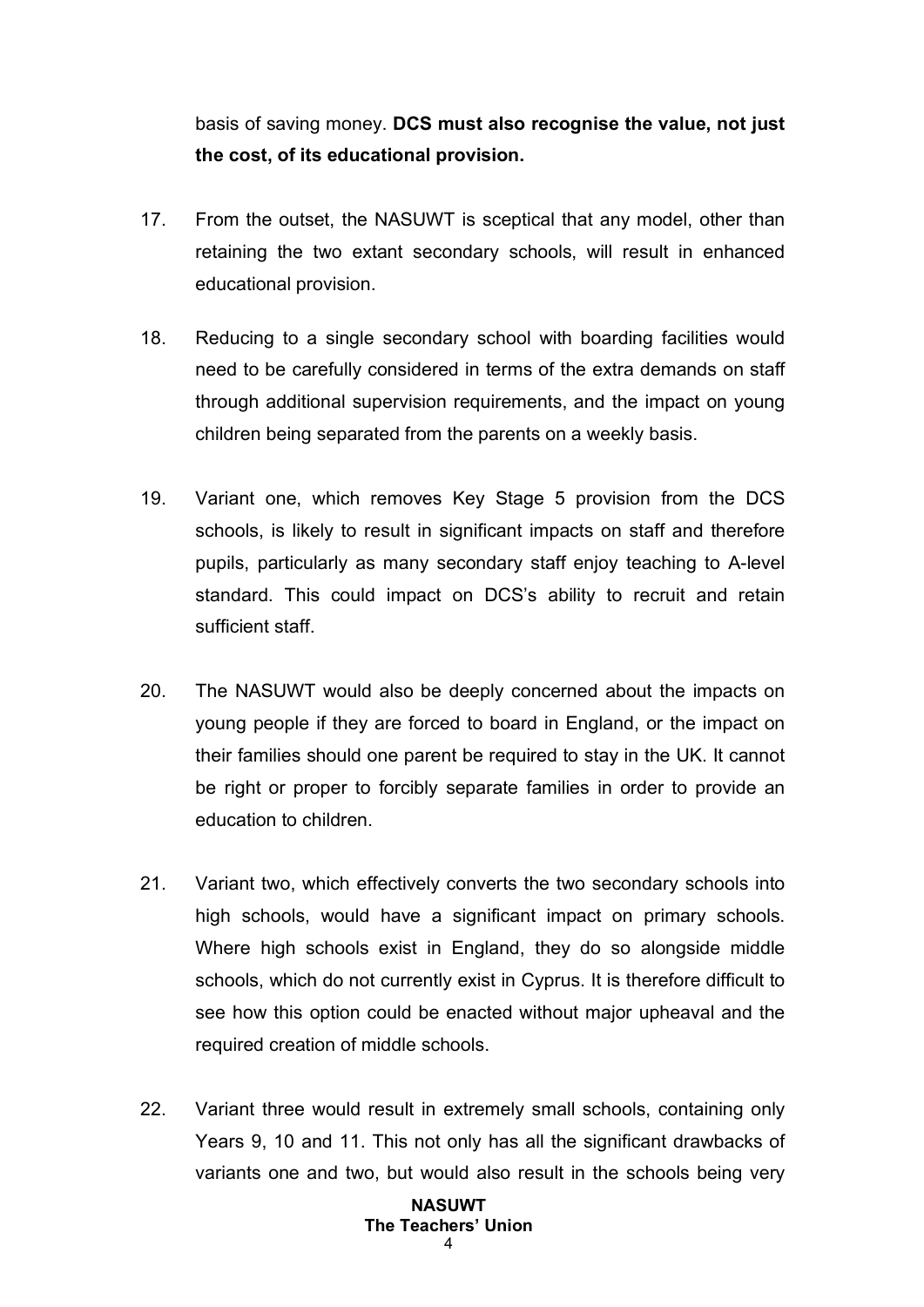basis of saving money. **DCS must also recognise the value, not just the cost, of its educational provision.**

17. From the outset, the NASUWT is sceptical that any model, other than retaining the two extant secondary schools, will result in enhanced educational provision.

18. Reducing to a single secondary school with boarding facilities would need to be carefully considered in terms of the extra demands on staff through additional supervision requirements, and the impact on young children being separated from the parents on a weekly basis.

19. Variant one, which removes Key Stage 5 provision from the DCS schools, is likely to result in significant impacts on staff and therefore pupils, particularly as many secondary staff enjoy teaching to A-level standard. This could impact on DCS's ability to recruit and retain sufficient staff.

20. The NASUWT would also be deeply concerned about the impacts on young people if they are forced to board in England, or the impact on their families should one parent be required to stay in the UK. It cannot be right or proper to forcibly separate families in order to provide an education to children.

21. Variant two, which effectively converts the two secondary schools into high schools, would have a significant impact on primary schools. Where high schools exist in England, they do so alongside middle schools, which do not currently exist in Cyprus. It is therefore difficult to see how this option could be enacted without major upheaval and the required creation of middle schools.

22. Variant three would result in extremely small schools, containing only Years 9, 10 and 11. This not only has all the significant drawbacks of variants one and two, but would also result in the schools being very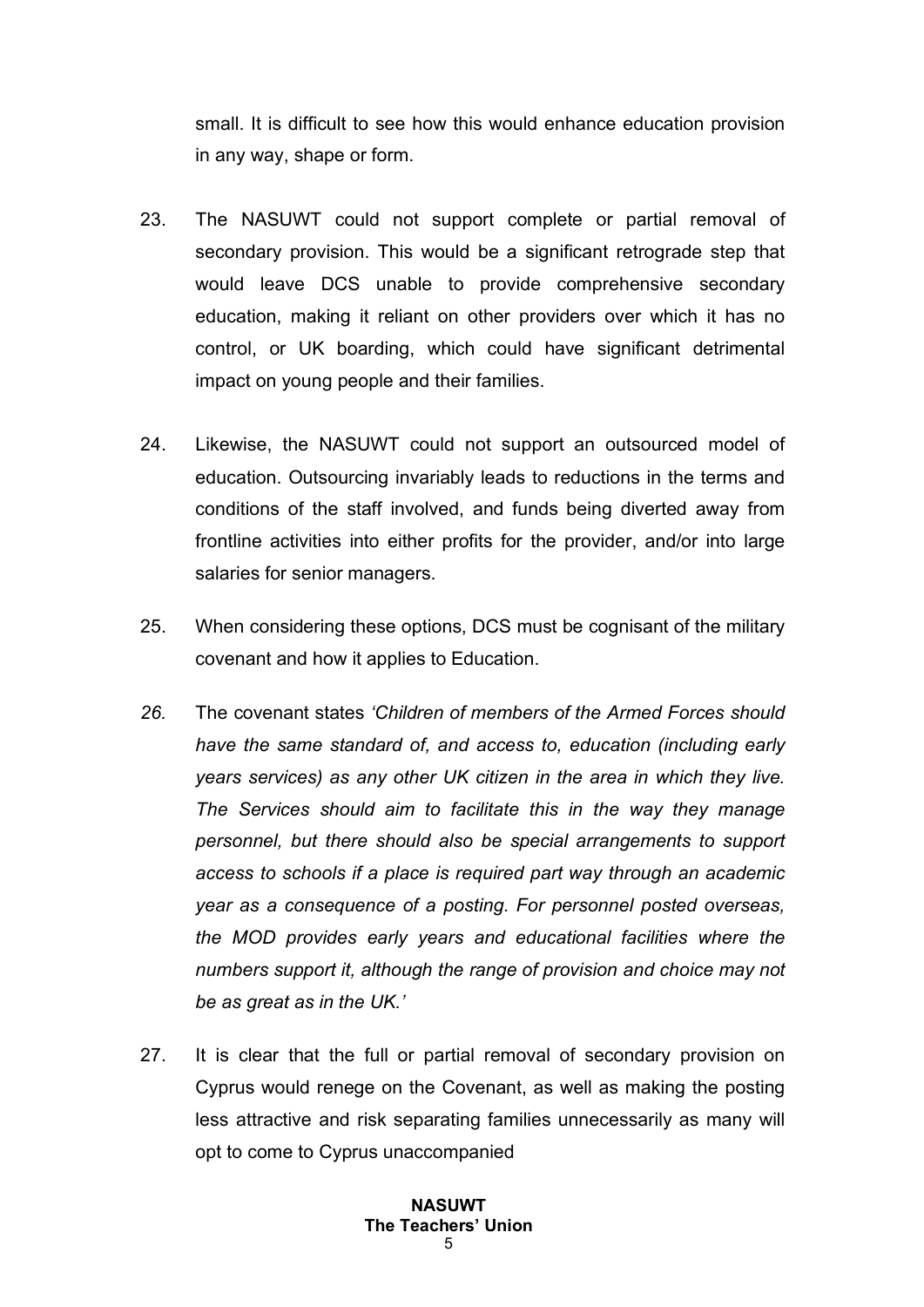small. It is difficult to see how this would enhance education provision in any way, shape or form.

23. The NASUWT could not support complete or partial removal of secondary provision. This would be a significant retrograde step that would leave DCS unable to provide comprehensive secondary education, making it reliant on other providers over which it has no control, or UK boarding, which could have significant detrimental impact on young people and their families.

24. Likewise, the NASUWT could not support an outsourced model of education. Outsourcing invariably leads to reductions in the terms and conditions of the staff involved, and funds being diverted away from frontline activities into either profits for the provider, and/or into large salaries for senior managers.

25. When considering these options, DCS must be cognisant of the military covenant and how it applies to Education.

*26.* The covenant states *'Children of members of the Armed Forces should have the same standard of, and access to, education (including early years services) as any other UK citizen in the area in which they live. The Services should aim to facilitate this in the way they manage personnel, but there should also be special arrangements to support access to schools if a place is required part way through an academic year as a consequence of a posting. For personnel posted overseas, the MOD provides early years and educational facilities where the numbers support it, although the range of provision and choice may not be as great as in the UK.'*

27. It is clear that the full or partial removal of secondary provision on Cyprus would renege on the Covenant, as well as making the posting less attractive and risk separating families unnecessarily as many will opt to come to Cyprus unaccompanied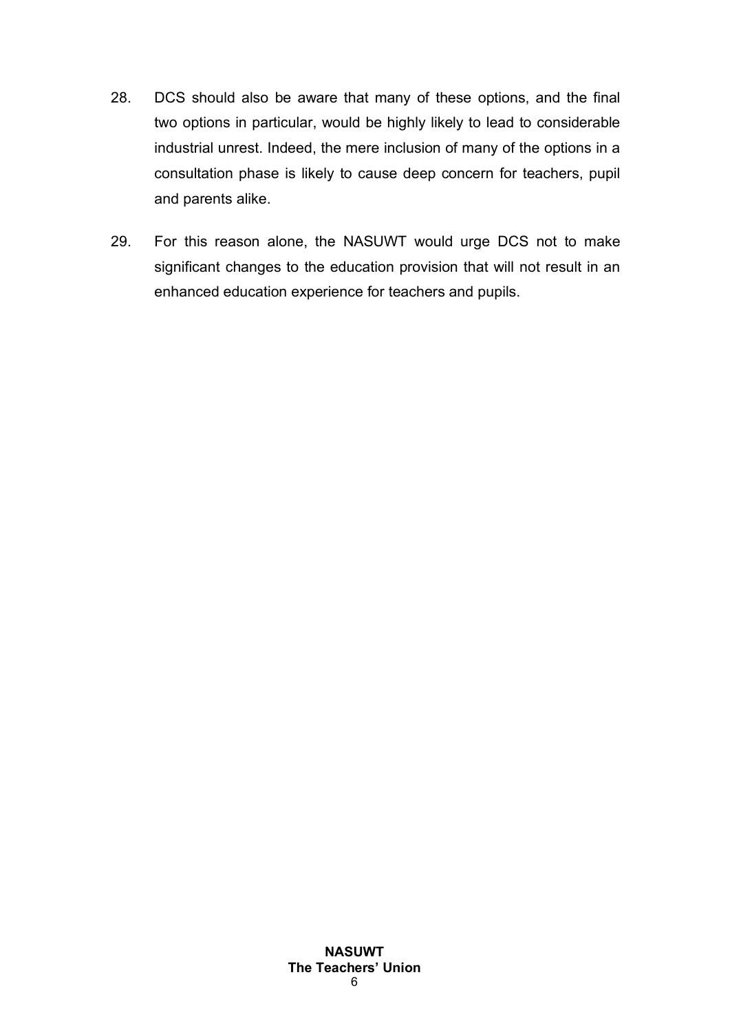28. DCS should also be aware that many of these options, and the final two options in particular, would be highly likely to lead to considerable industrial unrest. Indeed, the mere inclusion of many of the options in a consultation phase is likely to cause deep concern for teachers, pupil and parents alike.

29. For this reason alone, the NASUWT would urge DCS not to make significant changes to the education provision that will not result in an enhanced education experience for teachers and pupils.